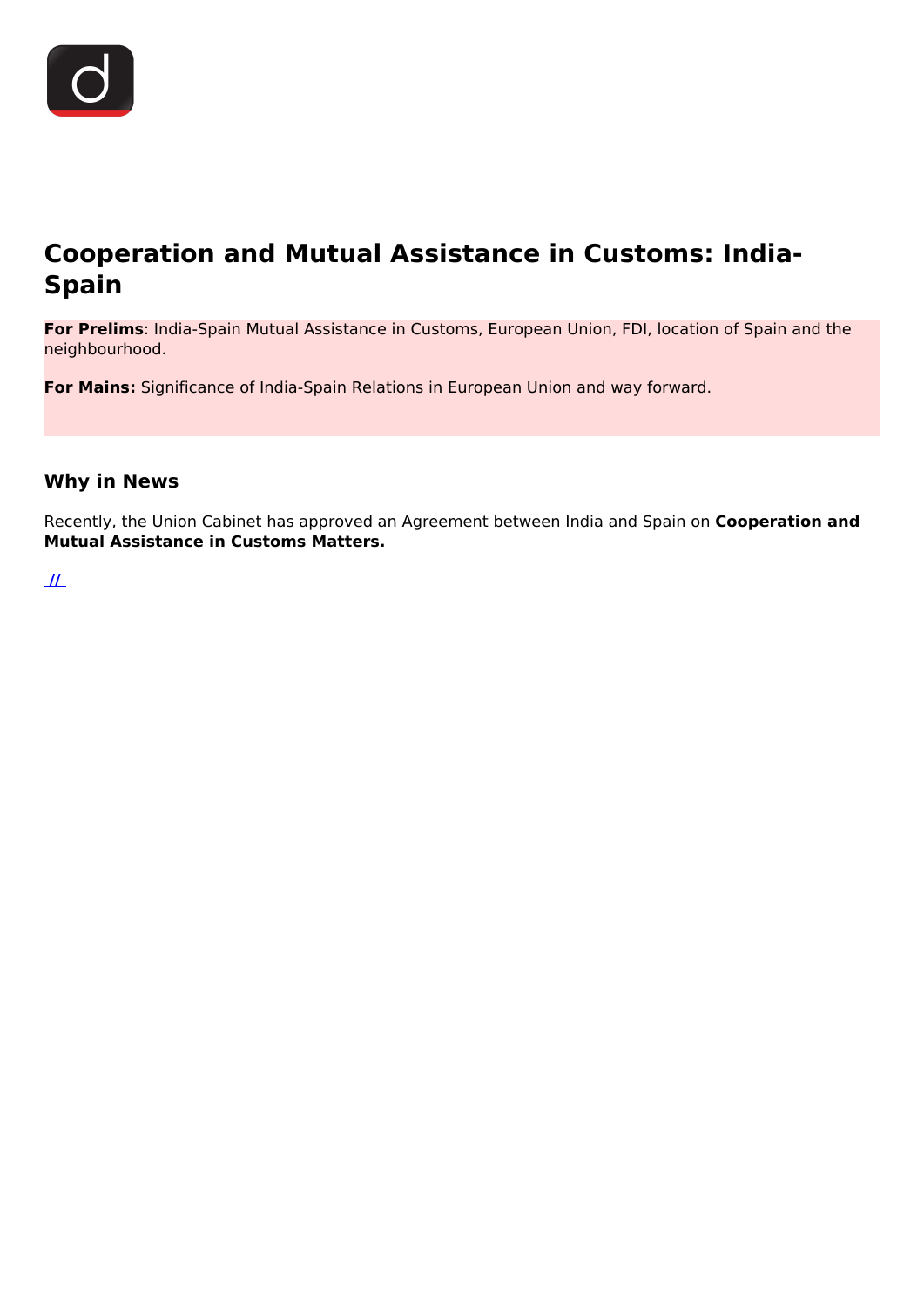# Cooperation and Mutual Assistance in Customs: India-Spain

**For Prelims**: India-Spain Mutual Assistance in Customs, European Union, FDI, location of Spain and the neighbourhood.

**For Mains:** Significance of India-Spain Relations in European Union and way forward.

## Why in News

Recently, the Union Cabinet has approved an Agreement between India and Spain on **Cooperation and Mutual Assistance in Customs Matters.**

//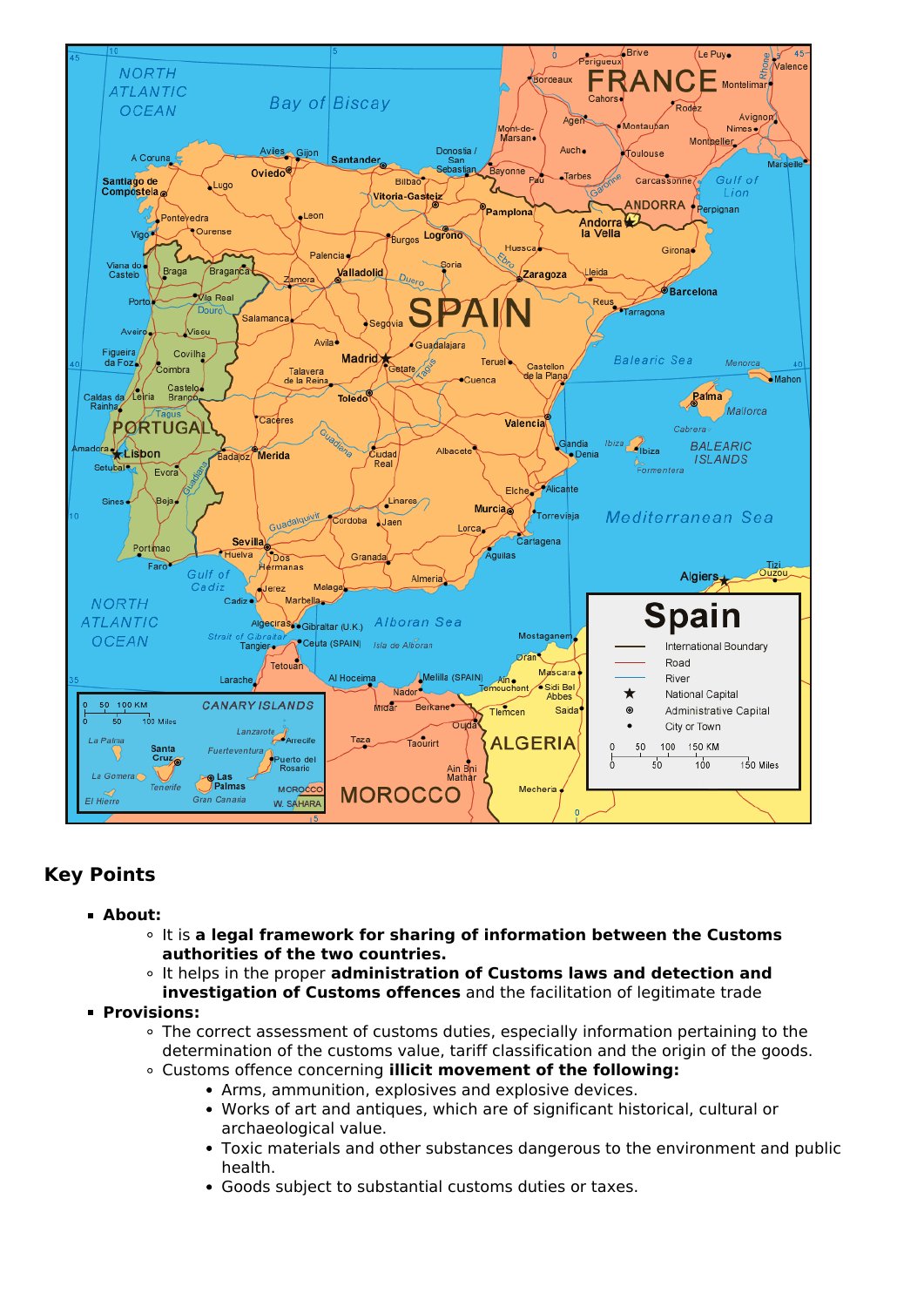## Key Points

- **About:**
  - It is **a legal framework for sharing of information between the Customs authorities of the two countries.**
  - It helps in the proper **administration of Customs laws and detection and investigation of Customs offences** and the facilitation of legitimate trade
- **Provisions:**
  - The correct assessment of customs duties, especially information pertaining to the determination of the customs value, tariff classification and the origin of the goods.
  - Customs offence concerning **illicit movement of the following:**
    - Arms, ammunition, explosives and explosive devices.
    - Works of art and antiques, which are of significant historical, cultural or archaeological value.
    - Toxic materials and other substances dangerous to the environment and public health.
    - Goods subject to substantial customs duties or taxes.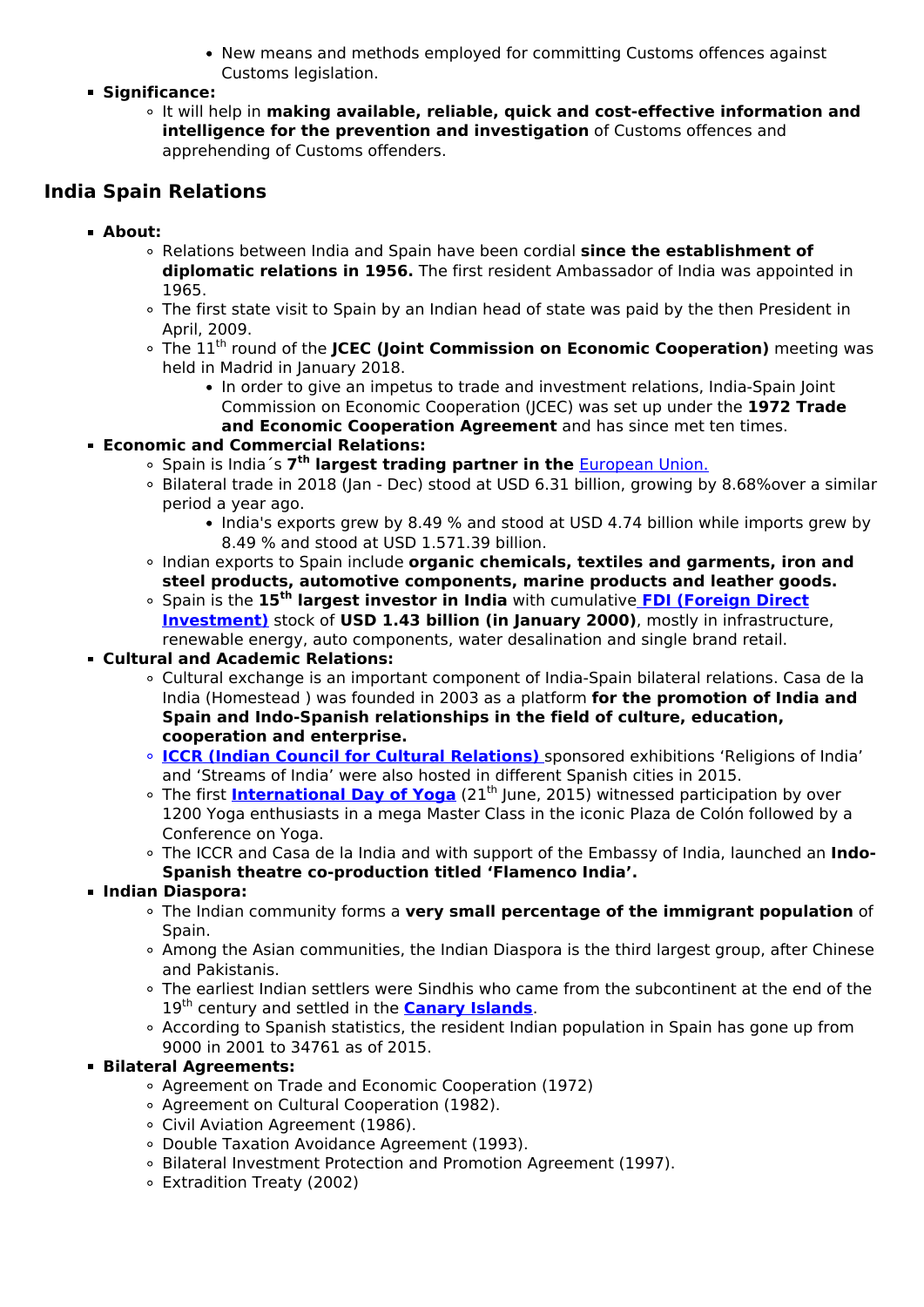- New means and methods employed for committing Customs offences against Customs legislation.
- **Significance:**
    - It will help in **making available, reliable, quick and cost-effective information and intelligence for the prevention and investigation** of Customs offences and apprehending of Customs offenders.

## India Spain Relations

- **About:**
    - Relations between India and Spain have been cordial **since the establishment of diplomatic relations in 1956.** The first resident Ambassador of India was appointed in 1965.
    - The first state visit to Spain by an Indian head of state was paid by the then President in April, 2009.
    - The 11th round of the **JCEC (Joint Commission on Economic Cooperation)** meeting was held in Madrid in January 2018.
        - In order to give an impetus to trade and investment relations, India-Spain Joint Commission on Economic Cooperation (JCEC) was set up under the **1972 Trade and Economic Cooperation Agreement** and has since met ten times.
- **Economic and Commercial Relations:**
    - Spain is India´s **7th largest trading partner in the** European Union.
    - Bilateral trade in 2018 (Jan - Dec) stood at USD 6.31 billion, growing by 8.68%over a similar period a year ago.
        - India's exports grew by 8.49 % and stood at USD 4.74 billion while imports grew by 8.49 % and stood at USD 1.571.39 billion.
    - Indian exports to Spain include **organic chemicals, textiles and garments, iron and steel products, automotive components, marine products and leather goods.**
    - Spain is the **15th largest investor in India** with cumulative **FDI (Foreign Direct Investment)** stock of **USD 1.43 billion (in January 2000)**, mostly in infrastructure, renewable energy, auto components, water desalination and single brand retail.
- **Cultural and Academic Relations:**
    - Cultural exchange is an important component of India-Spain bilateral relations. Casa de la India (Homestead ) was founded in 2003 as a platform **for the promotion of India and Spain and Indo-Spanish relationships in the field of culture, education, cooperation and enterprise.**
    - **ICCR (Indian Council for Cultural Relations)** sponsored exhibitions 'Religions of India' and 'Streams of India' were also hosted in different Spanish cities in 2015.
    - The first **International Day of Yoga** (21th June, 2015) witnessed participation by over 1200 Yoga enthusiasts in a mega Master Class in the iconic Plaza de Colón followed by a Conference on Yoga.
    - The ICCR and Casa de la India and with support of the Embassy of India, launched an **Indo-Spanish theatre co-production titled 'Flamenco India'.**
- **Indian Diaspora:**
    - The Indian community forms a **very small percentage of the immigrant population** of Spain.
    - Among the Asian communities, the Indian Diaspora is the third largest group, after Chinese and Pakistanis.
    - The earliest Indian settlers were Sindhis who came from the subcontinent at the end of the 19th century and settled in the **Canary Islands**.
    - According to Spanish statistics, the resident Indian population in Spain has gone up from 9000 in 2001 to 34761 as of 2015.
- **Bilateral Agreements:**
    - Agreement on Trade and Economic Cooperation (1972)
    - Agreement on Cultural Cooperation (1982).
    - Civil Aviation Agreement (1986).
    - Double Taxation Avoidance Agreement (1993).
    - Bilateral Investment Protection and Promotion Agreement (1997).
    - Extradition Treaty (2002)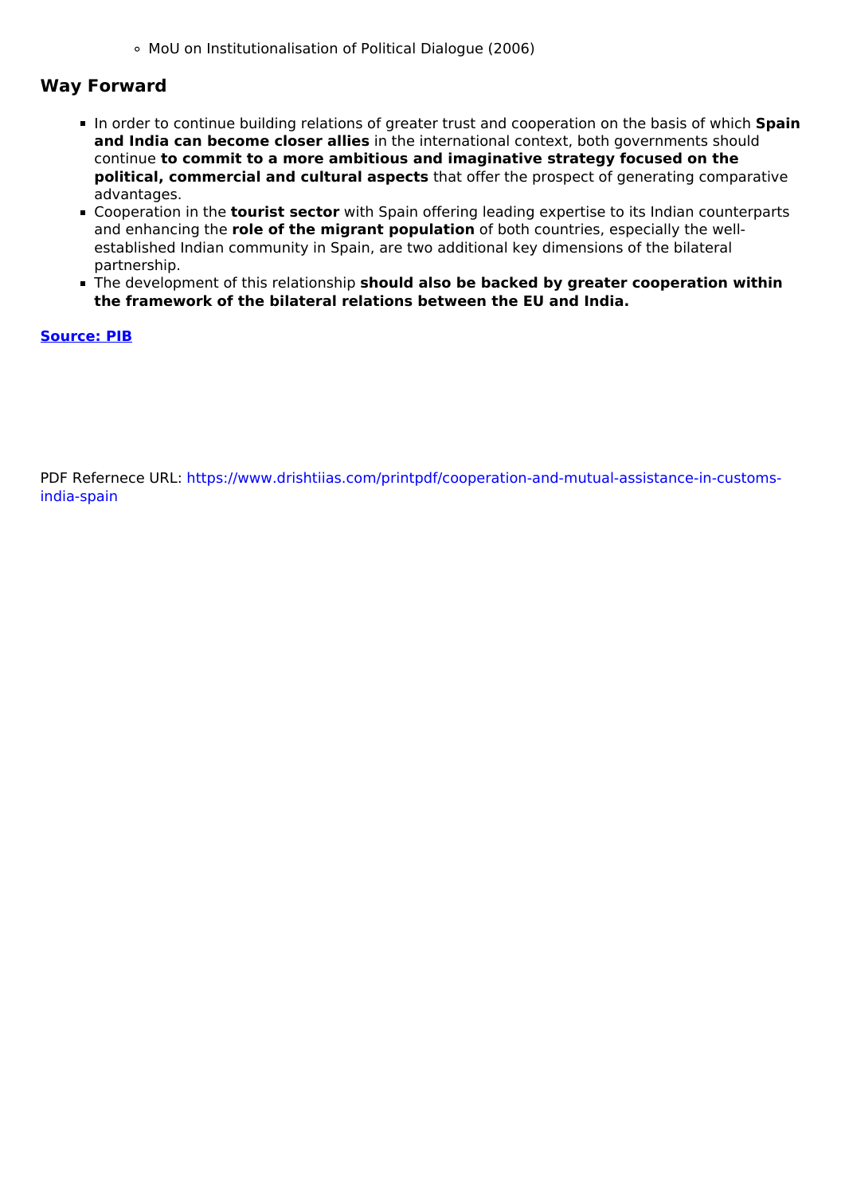- MoU on Institutionalisation of Political Dialogue (2006)

## Way Forward

- In order to continue building relations of greater trust and cooperation on the basis of which **Spain and India can become closer allies** in the international context, both governments should continue **to commit to a more ambitious and imaginative strategy focused on the political, commercial and cultural aspects** that offer the prospect of generating comparative advantages.
- Cooperation in the **tourist sector** with Spain offering leading expertise to its Indian counterparts and enhancing the **role of the migrant population** of both countries, especially the well-established Indian community in Spain, are two additional key dimensions of the bilateral partnership.
- The development of this relationship **should also be backed by greater cooperation within the framework of the bilateral relations between the EU and India.**

**[Source: PIB]**

PDF Refernece URL: https://www.drishtiias.com/printpdf/cooperation-and-mutual-assistance-in-customs-india-spain